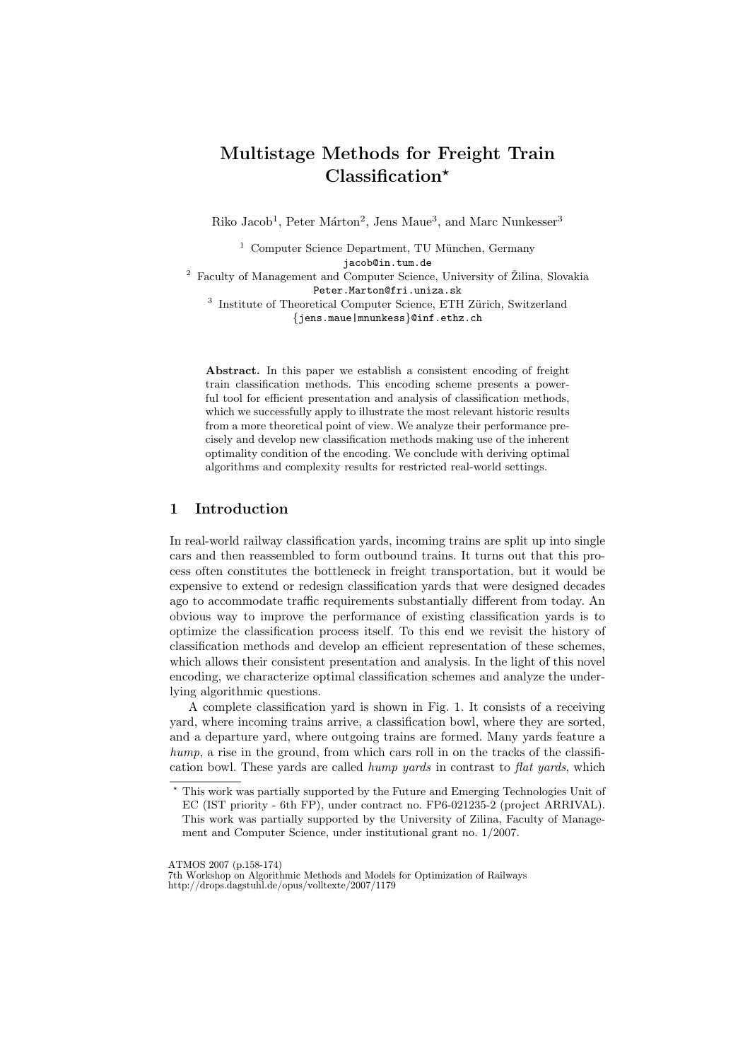# Multistage Methods for Freight Train Classification*

Riko Jacob[1], Peter Márton[2], Jens Maue[3], and Marc Nunkesser[3]

[1] Computer Science Department, TU München, Germany
jacob@in.tum.de

[2] Faculty of Management and Computer Science, University of Žilina, Slovakia
Peter.Marton@fri.uniza.sk

[3] Institute of Theoretical Computer Science, ETH Zürich, Switzerland
{jens.maue|mnunkess}@inf.ethz.ch

**Abstract.** In this paper we establish a consistent encoding of freight train classification methods. This encoding scheme presents a powerful tool for efficient presentation and analysis of classification methods, which we successfully apply to illustrate the most relevant historic results from a more theoretical point of view. We analyze their performance precisely and develop new classification methods making use of the inherent optimality condition of the encoding. We conclude with deriving optimal algorithms and complexity results for restricted real-world settings.

## 1 Introduction

In real-world railway classification yards, incoming trains are split up into single cars and then reassembled to form outbound trains. It turns out that this process often constitutes the bottleneck in freight transportation, but it would be expensive to extend or redesign classification yards that were designed decades ago to accommodate traffic requirements substantially different from today. An obvious way to improve the performance of existing classification yards is to optimize the classification process itself. To this end we revisit the history of classification methods and develop an efficient representation of these schemes, which allows their consistent presentation and analysis. In the light of this novel encoding, we characterize optimal classification schemes and analyze the underlying algorithmic questions.

A complete classification yard is shown in Fig. 1. It consists of a receiving yard, where incoming trains arrive, a classification bowl, where they are sorted, and a departure yard, where outgoing trains are formed. Many yards feature a *hump*, a rise in the ground, from which cars roll in on the tracks of the classification bowl. These yards are called *hump yards* in contrast to *flat yards*, which

* This work was partially supported by the Future and Emerging Technologies Unit of EC (IST priority - 6th FP), under contract no. FP6-021235-2 (project ARRIVAL). This work was partially supported by the University of Zilina, Faculty of Management and Computer Science, under institutional grant no. 1/2007.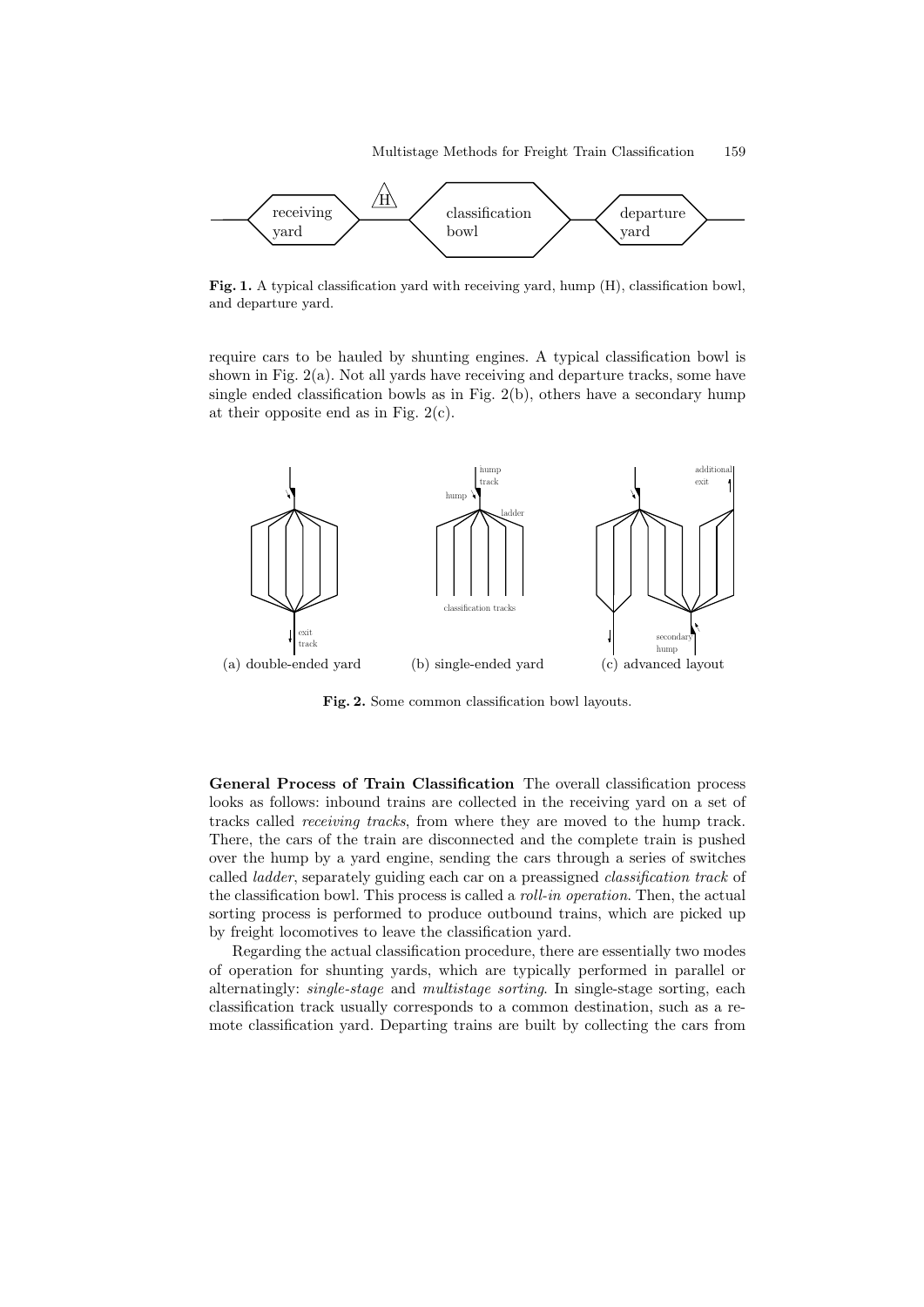Fig. 1. A typical classification yard with receiving yard, hump (H), classification bowl, and departure yard.

require cars to be hauled by shunting engines. A typical classification bowl is shown in Fig. 2(a). Not all yards have receiving and departure tracks, some have single ended classification bowls as in Fig. 2(b), others have a secondary hump at their opposite end as in Fig. 2(c).

(a) double-ended yard (b) single-ended yard (c) advanced layout

Fig. 2. Some common classification bowl layouts.

**General Process of Train Classification** The overall classification process looks as follows: inbound trains are collected in the receiving yard on a set of tracks called *receiving tracks*, from where they are moved to the hump track. There, the cars of the train are disconnected and the complete train is pushed over the hump by a yard engine, sending the cars through a series of switches called *ladder*, separately guiding each car on a preassigned *classification track* of the classification bowl. This process is called a *roll-in operation*. Then, the actual sorting process is performed to produce outbound trains, which are picked up by freight locomotives to leave the classification yard.

Regarding the actual classification procedure, there are essentially two modes of operation for shunting yards, which are typically performed in parallel or alternatingly: *single-stage* and *multistage sorting*. In single-stage sorting, each classification track usually corresponds to a common destination, such as a remote classification yard. Departing trains are built by collecting the cars from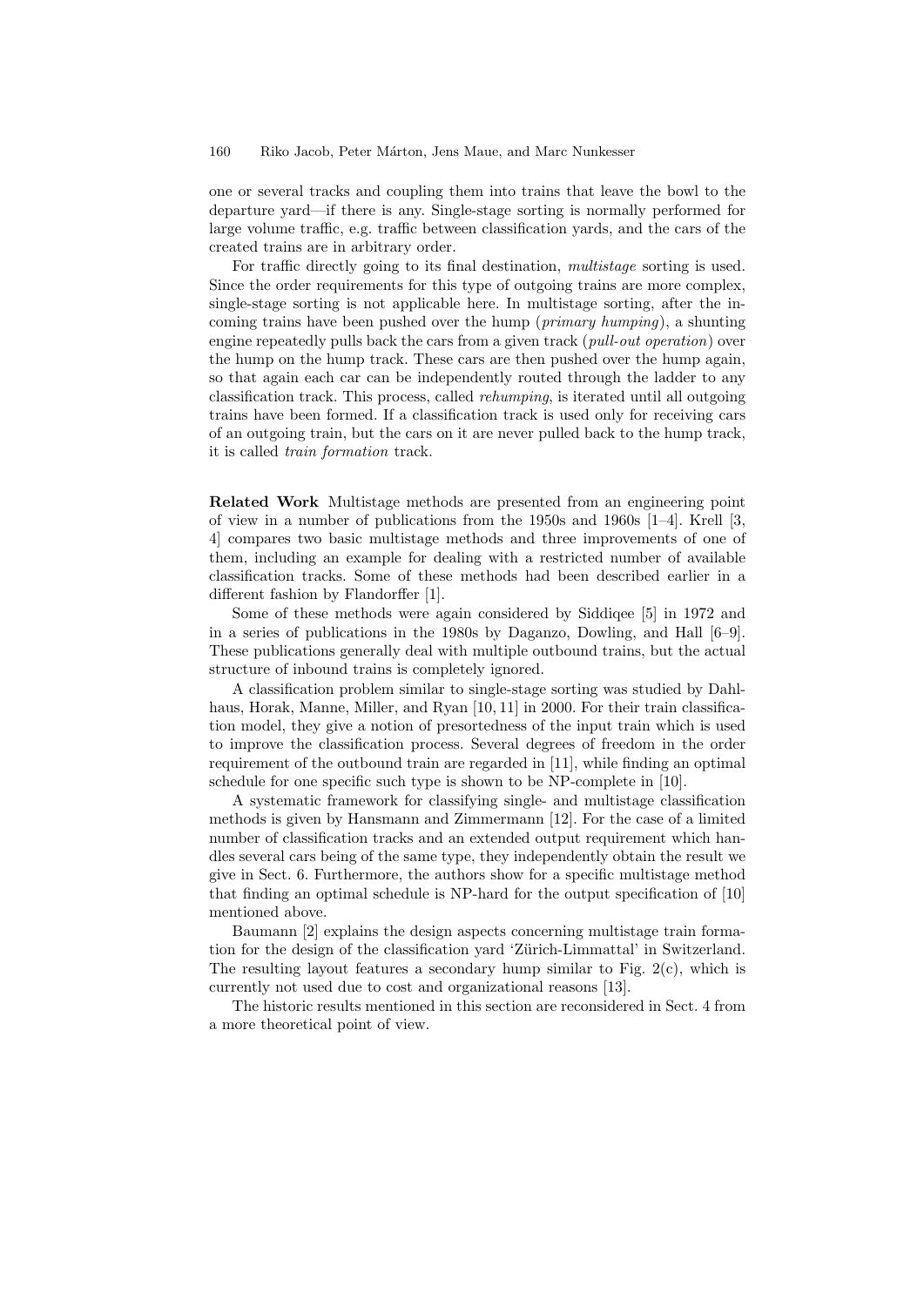one or several tracks and coupling them into trains that leave the bowl to the departure yard—if there is any. Single-stage sorting is normally performed for large volume traffic, e.g. traffic between classification yards, and the cars of the created trains are in arbitrary order.

For traffic directly going to its final destination, *multistage* sorting is used. Since the order requirements for this type of outgoing trains are more complex, single-stage sorting is not applicable here. In multistage sorting, after the incoming trains have been pushed over the hump (*primary humping*), a shunting engine repeatedly pulls back the cars from a given track (*pull-out operation*) over the hump on the hump track. These cars are then pushed over the hump again, so that again each car can be independently routed through the ladder to any classification track. This process, called *rehumping*, is iterated until all outgoing trains have been formed. If a classification track is used only for receiving cars of an outgoing train, but the cars on it are never pulled back to the hump track, it is called *train formation* track.

**Related Work** Multistage methods are presented from an engineering point of view in a number of publications from the 1950s and 1960s [1–4]. Krell [3, 4] compares two basic multistage methods and three improvements of one of them, including an example for dealing with a restricted number of available classification tracks. Some of these methods had been described earlier in a different fashion by Flandorffer [1].

Some of these methods were again considered by Siddiqee [5] in 1972 and in a series of publications in the 1980s by Daganzo, Dowling, and Hall [6–9]. These publications generally deal with multiple outbound trains, but the actual structure of inbound trains is completely ignored.

A classification problem similar to single-stage sorting was studied by Dahlhaus, Horak, Manne, Miller, and Ryan [10, 11] in 2000. For their train classification model, they give a notion of presortedness of the input train which is used to improve the classification process. Several degrees of freedom in the order requirement of the outbound train are regarded in [11], while finding an optimal schedule for one specific such type is shown to be NP-complete in [10].

A systematic framework for classifying single- and multistage classification methods is given by Hansmann and Zimmermann [12]. For the case of a limited number of classification tracks and an extended output requirement which handles several cars being of the same type, they independently obtain the result we give in Sect. 6. Furthermore, the authors show for a specific multistage method that finding an optimal schedule is NP-hard for the output specification of [10] mentioned above.

Baumann [2] explains the design aspects concerning multistage train formation for the design of the classification yard 'Zürich-Limmattal' in Switzerland. The resulting layout features a secondary hump similar to Fig. 2(c), which is currently not used due to cost and organizational reasons [13].

The historic results mentioned in this section are reconsidered in Sect. 4 from a more theoretical point of view.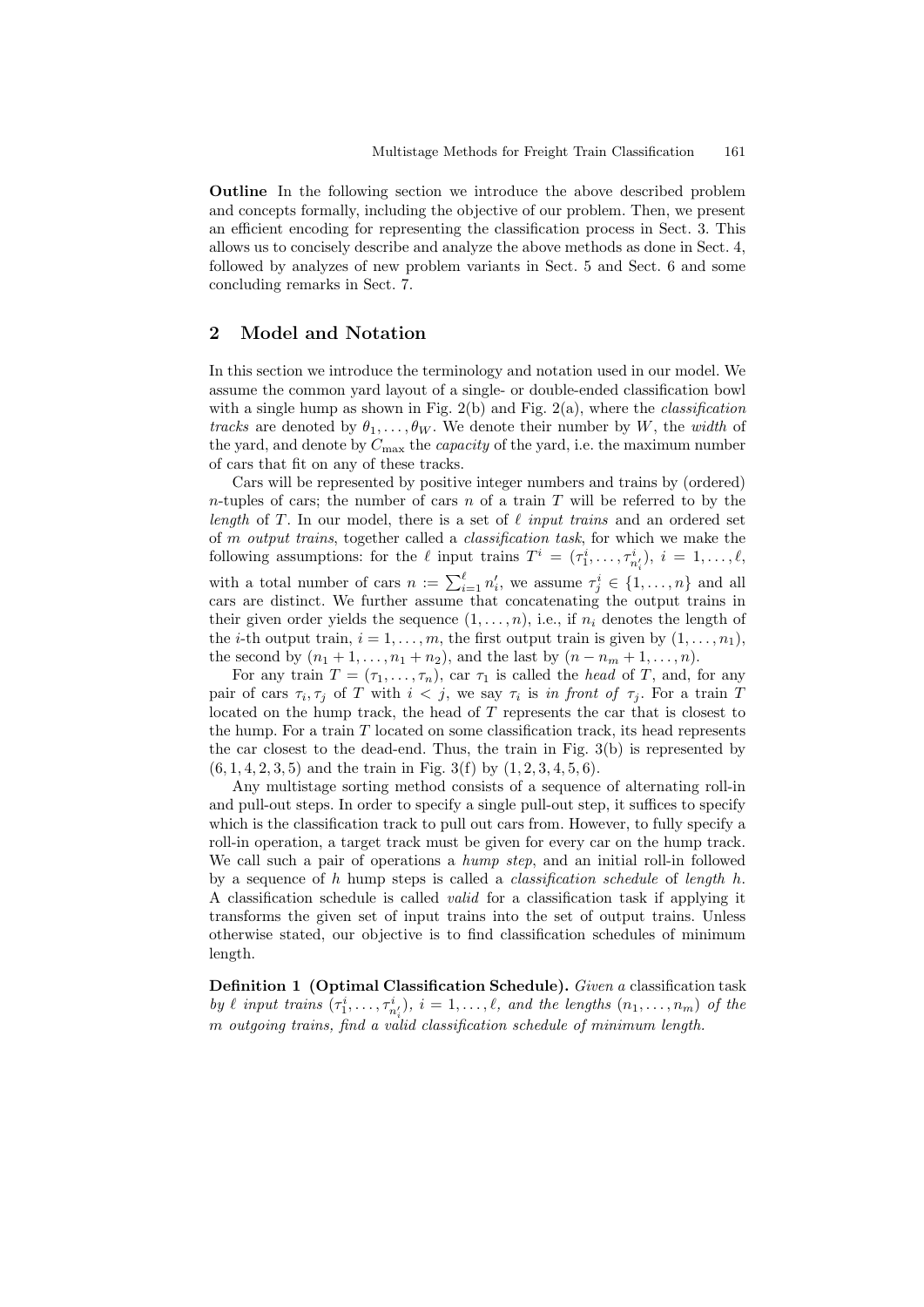**Outline** In the following section we introduce the above described problem and concepts formally, including the objective of our problem. Then, we present an efficient encoding for representing the classification process in Sect. 3. This allows us to concisely describe and analyze the above methods as done in Sect. 4, followed by analyzes of new problem variants in Sect. 5 and Sect. 6 and some concluding remarks in Sect. 7.

## 2 Model and Notation

In this section we introduce the terminology and notation used in our model. We assume the common yard layout of a single- or double-ended classification bowl with a single hump as shown in Fig. 2(b) and Fig. 2(a), where the *classification tracks* are denoted by $\theta_1, \ldots, \theta_W$. We denote their number by $W$, the *width* of the yard, and denote by $C_{\max}$ the *capacity* of the yard, i.e. the maximum number of cars that fit on any of these tracks.

Cars will be represented by positive integer numbers and trains by (ordered) $n$-tuples of cars; the number of cars $n$ of a train $T$ will be referred to by the *length* of $T$. In our model, there is a set of $\ell$ *input trains* and an ordered set of $m$ *output trains*, together called a *classification task*, for which we make the following assumptions: for the $\ell$ input trains $T^i = (\tau^i_1, \ldots, \tau^i_{n'_i})$, $i = 1, \ldots, \ell$, with a total number of cars $n := \sum_{i=1}^{\ell} n'_i$, we assume $\tau^i_j \in \{1, \ldots, n\}$ and all cars are distinct. We further assume that concatenating the output trains in their given order yields the sequence $(1, \ldots, n)$, i.e., if $n_i$ denotes the length of the $i$-th output train, $i = 1, \ldots, m$, the first output train is given by $(1, \ldots, n_1)$, the second by $(n_1 + 1, \ldots, n_1 + n_2)$, and the last by $(n - n_m + 1, \ldots, n)$.

For any train $T = (\tau_1, \ldots, \tau_n)$, car $\tau_1$ is called the *head* of $T$, and, for any pair of cars $\tau_i, \tau_j$ of $T$ with $i < j$, we say $\tau_i$ is *in front of* $\tau_j$. For a train $T$ located on the hump track, the head of $T$ represents the car that is closest to the hump. For a train $T$ located on some classification track, its head represents the car closest to the dead-end. Thus, the train in Fig. 3(b) is represented by $(6, 1, 4, 2, 3, 5)$ and the train in Fig. 3(f) by $(1, 2, 3, 4, 5, 6)$.

Any multistage sorting method consists of a sequence of alternating roll-in and pull-out steps. In order to specify a single pull-out step, it suffices to specify which is the classification track to pull out cars from. However, to fully specify a roll-in operation, a target track must be given for every car on the hump track. We call such a pair of operations a *hump step*, and an initial roll-in followed by a sequence of $h$ hump steps is called a *classification schedule* of *length* $h$. A classification schedule is called *valid* for a classification task if applying it transforms the given set of input trains into the set of output trains. Unless otherwise stated, our objective is to find classification schedules of minimum length.

**Definition 1 (Optimal Classification Schedule).** *Given a* classification task *by $\ell$ input trains $(\tau^i_1, \ldots, \tau^i_{n'_i})$, $i = 1, \ldots, \ell$, and the lengths $(n_1, \ldots, n_m)$ of the $m$ outgoing trains, find a valid classification schedule of minimum length.*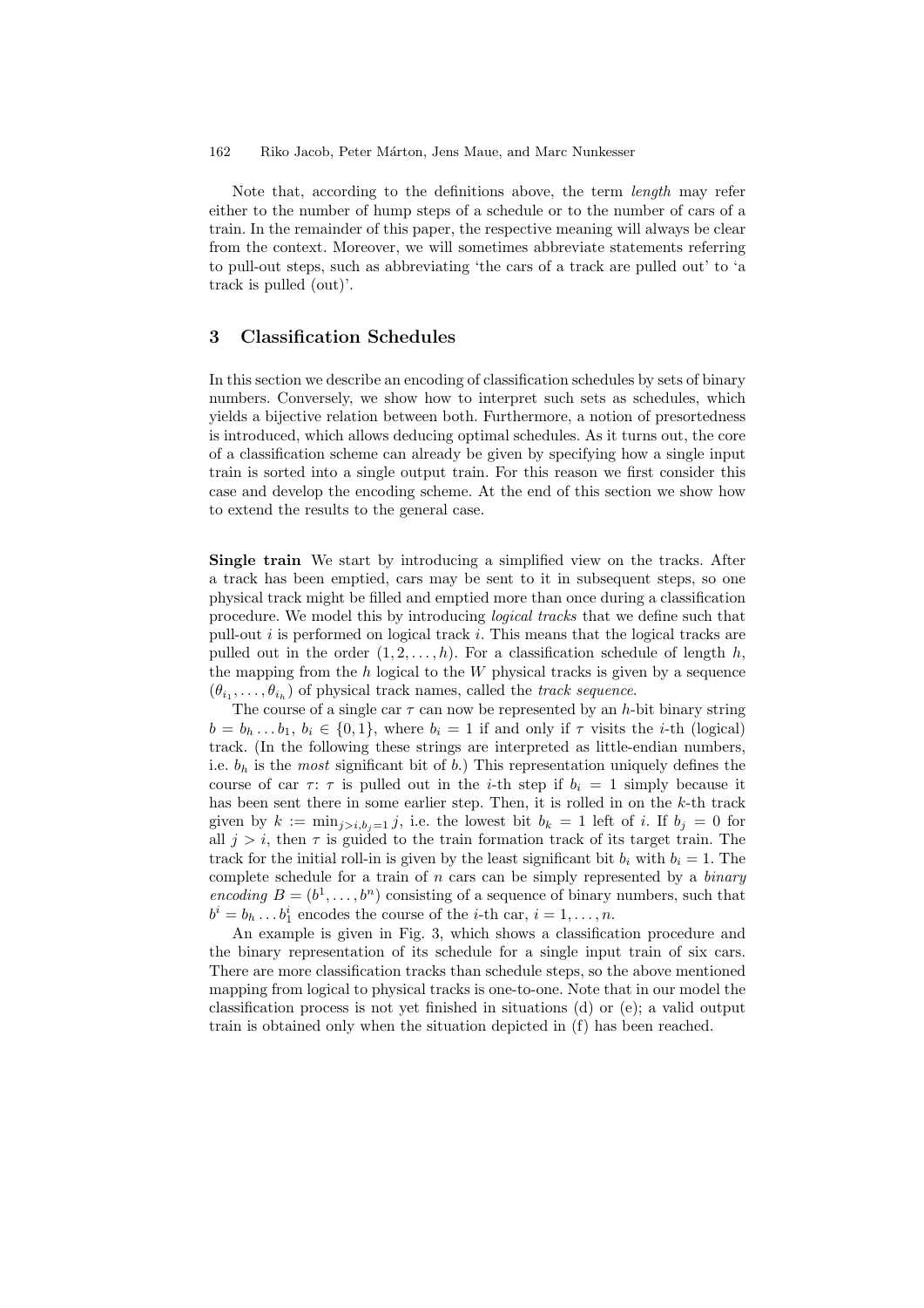Note that, according to the definitions above, the term *length* may refer either to the number of hump steps of a schedule or to the number of cars of a train. In the remainder of this paper, the respective meaning will always be clear from the context. Moreover, we will sometimes abbreviate statements referring to pull-out steps, such as abbreviating 'the cars of a track are pulled out' to 'a track is pulled (out)'.

## 3 Classification Schedules

In this section we describe an encoding of classification schedules by sets of binary numbers. Conversely, we show how to interpret such sets as schedules, which yields a bijective relation between both. Furthermore, a notion of presortedness is introduced, which allows deducing optimal schedules. As it turns out, the core of a classification scheme can already be given by specifying how a single input train is sorted into a single output train. For this reason we first consider this case and develop the encoding scheme. At the end of this section we show how to extend the results to the general case.

**Single train** We start by introducing a simplified view on the tracks. After a track has been emptied, cars may be sent to it in subsequent steps, so one physical track might be filled and emptied more than once during a classification procedure. We model this by introducing *logical tracks* that we define such that pull-out $i$ is performed on logical track $i$. This means that the logical tracks are pulled out in the order $(1, 2, \ldots, h)$. For a classification schedule of length $h$, the mapping from the $h$ logical to the $W$ physical tracks is given by a sequence $(\theta_{i_1}, \ldots, \theta_{i_h})$ of physical track names, called the *track sequence*.

The course of a single car $\tau$ can now be represented by an $h$-bit binary string $b = b_h \ldots b_1$, $b_i \in \{0, 1\}$, where $b_i = 1$ if and only if $\tau$ visits the $i$-th (logical) track. (In the following these strings are interpreted as little-endian numbers, i.e. $b_h$ is the *most* significant bit of $b$.) This representation uniquely defines the course of car $\tau$: $\tau$ is pulled out in the $i$-th step if $b_i = 1$ simply because it has been sent there in some earlier step. Then, it is rolled in on the $k$-th track given by $k := \min_{j>i, b_j=1} j$, i.e. the lowest bit $b_k = 1$ left of $i$. If $b_j = 0$ for all $j > i$, then $\tau$ is guided to the train formation track of its target train. The track for the initial roll-in is given by the least significant bit $b_i$ with $b_i = 1$. The complete schedule for a train of $n$ cars can be simply represented by a *binary encoding* $B = (b^1, \ldots, b^n)$ consisting of a sequence of binary numbers, such that $b^i = b_h \ldots b_1^i$ encodes the course of the $i$-th car, $i = 1, \ldots, n$.

An example is given in Fig. 3, which shows a classification procedure and the binary representation of its schedule for a single input train of six cars. There are more classification tracks than schedule steps, so the above mentioned mapping from logical to physical tracks is one-to-one. Note that in our model the classification process is not yet finished in situations (d) or (e); a valid output train is obtained only when the situation depicted in (f) has been reached.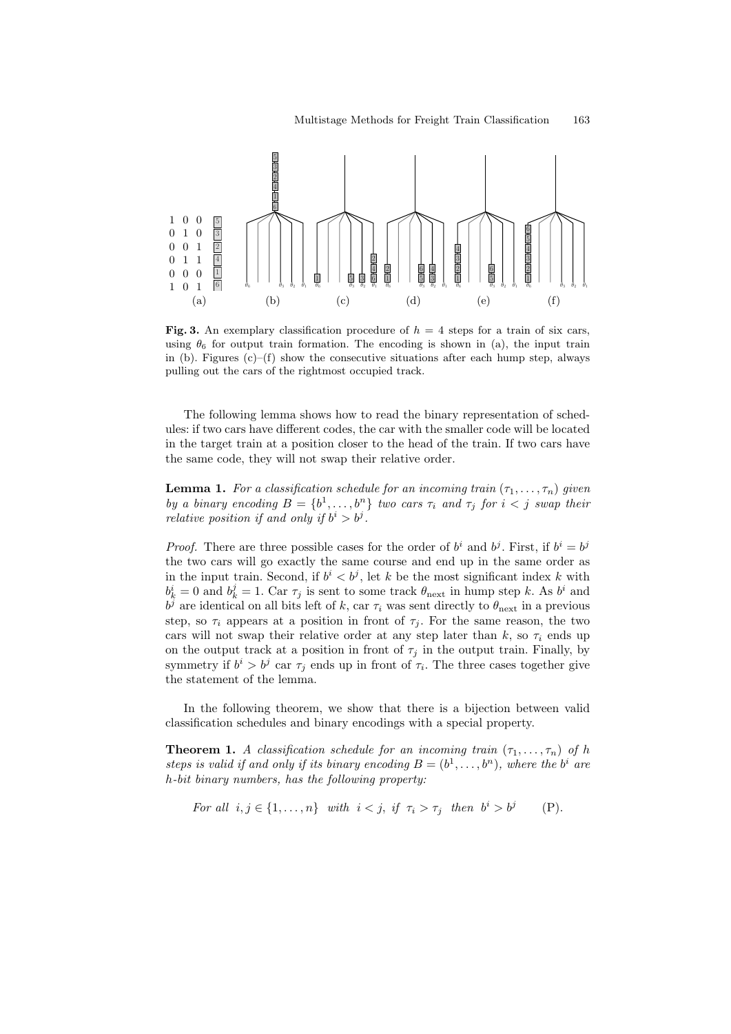**Fig. 3.** An exemplary classification procedure of $h = 4$ steps for a train of six cars, using $\theta_6$ for output train formation. The encoding is shown in (a), the input train in (b). Figures (c)–(f) show the consecutive situations after each hump step, always pulling out the cars of the rightmost occupied track.

The following lemma shows how to read the binary representation of schedules: if two cars have different codes, the car with the smaller code will be located in the target train at a position closer to the head of the train. If two cars have the same code, they will not swap their relative order.

**Lemma 1.** *For a classification schedule for an incoming train $(\tau_1, \ldots, \tau_n)$ given by a binary encoding $B = \{b^1, \ldots, b^n\}$ two cars $\tau_i$ and $\tau_j$ for $i < j$ swap their relative position if and only if $b^i > b^j$.*

*Proof.* There are three possible cases for the order of $b^i$ and $b^j$. First, if $b^i = b^j$ the two cars will go exactly the same course and end up in the same order as in the input train. Second, if $b^i < b^j$, let $k$ be the most significant index $k$ with $b^i_k = 0$ and $b^j_k = 1$. Car $\tau_j$ is sent to some track $\theta_{\text{next}}$ in hump step $k$. As $b^i$ and $b^j$ are identical on all bits left of $k$, car $\tau_i$ was sent directly to $\theta_{\text{next}}$ in a previous step, so $\tau_i$ appears at a position in front of $\tau_j$. For the same reason, the two cars will not swap their relative order at any step later than $k$, so $\tau_i$ ends up on the output track at a position in front of $\tau_j$ in the output train. Finally, by symmetry if $b^i > b^j$ car $\tau_j$ ends up in front of $\tau_i$. The three cases together give the statement of the lemma.

In the following theorem, we show that there is a bijection between valid classification schedules and binary encodings with a special property.

**Theorem 1.** *A classification schedule for an incoming train $(\tau_1, \ldots, \tau_n)$ of $h$ steps is valid if and only if its binary encoding $B = (b^1, \ldots, b^n)$, where the $b^i$ are $h$-bit binary numbers, has the following property:*

$$\text{For all } \; i, j \in \{1, \ldots, n\} \;\text{ with }\; i < j, \;\text{ if }\; \tau_i > \tau_j \;\text{ then }\; b^i > b^j \qquad \text{(P)}.$$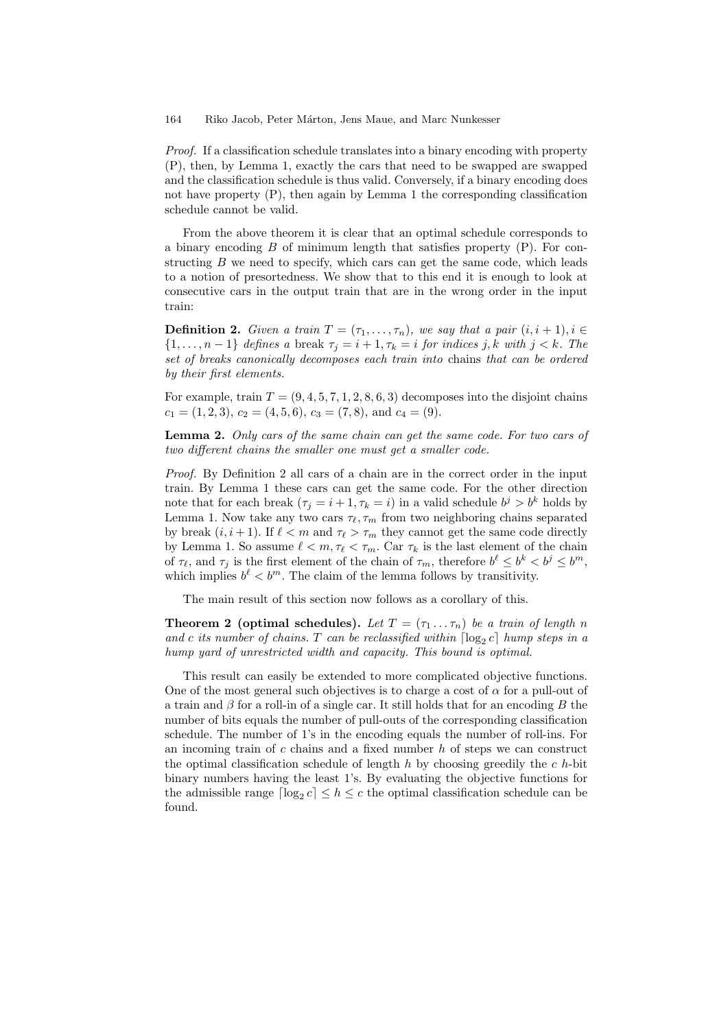*Proof.* If a classification schedule translates into a binary encoding with property (P), then, by Lemma 1, exactly the cars that need to be swapped are swapped and the classification schedule is thus valid. Conversely, if a binary encoding does not have property (P), then again by Lemma 1 the corresponding classification schedule cannot be valid.

From the above theorem it is clear that an optimal schedule corresponds to a binary encoding $B$ of minimum length that satisfies property (P). For constructing $B$ we need to specify, which cars can get the same code, which leads to a notion of presortedness. We show that to this end it is enough to look at consecutive cars in the output train that are in the wrong order in the input train:

**Definition 2.** *Given a train $T = (\tau_1, \ldots, \tau_n)$, we say that a pair $(i, i+1), i \in \{1, \ldots, n-1\}$ defines a* break *$\tau_j = i+1, \tau_k = i$ for indices $j, k$ with $j < k$. The set of breaks canonically decomposes each train into* chains *that can be ordered by their first elements.*

For example, train $T = (9, 4, 5, 7, 1, 2, 8, 6, 3)$ decomposes into the disjoint chains $c_1 = (1, 2, 3)$, $c_2 = (4, 5, 6)$, $c_3 = (7, 8)$, and $c_4 = (9)$.

**Lemma 2.** *Only cars of the same chain can get the same code. For two cars of two different chains the smaller one must get a smaller code.*

*Proof.* By Definition 2 all cars of a chain are in the correct order in the input train. By Lemma 1 these cars can get the same code. For the other direction note that for each break $(\tau_j = i+1, \tau_k = i)$ in a valid schedule $b^j > b^k$ holds by Lemma 1. Now take any two cars $\tau_\ell, \tau_m$ from two neighboring chains separated by break $(i, i+1)$. If $\ell < m$ and $\tau_\ell > \tau_m$ they cannot get the same code directly by Lemma 1. So assume $\ell < m, \tau_\ell < \tau_m$. Car $\tau_k$ is the last element of the chain of $\tau_\ell$, and $\tau_j$ is the first element of the chain of $\tau_m$, therefore $b^\ell \leq b^k < b^j \leq b^m$, which implies $b^\ell < b^m$. The claim of the lemma follows by transitivity.

The main result of this section now follows as a corollary of this.

**Theorem 2 (optimal schedules).** *Let $T = (\tau_1 \ldots \tau_n)$ be a train of length $n$ and $c$ its number of chains. $T$ can be reclassified within $\lceil \log_2 c \rceil$ hump steps in a hump yard of unrestricted width and capacity. This bound is optimal.*

This result can easily be extended to more complicated objective functions. One of the most general such objectives is to charge a cost of $\alpha$ for a pull-out of a train and $\beta$ for a roll-in of a single car. It still holds that for an encoding $B$ the number of bits equals the number of pull-outs of the corresponding classification schedule. The number of 1's in the encoding equals the number of roll-ins. For an incoming train of $c$ chains and a fixed number $h$ of steps we can construct the optimal classification schedule of length $h$ by choosing greedily the $c$ $h$-bit binary numbers having the least 1's. By evaluating the objective functions for the admissible range $\lceil \log_2 c \rceil \leq h \leq c$ the optimal classification schedule can be found.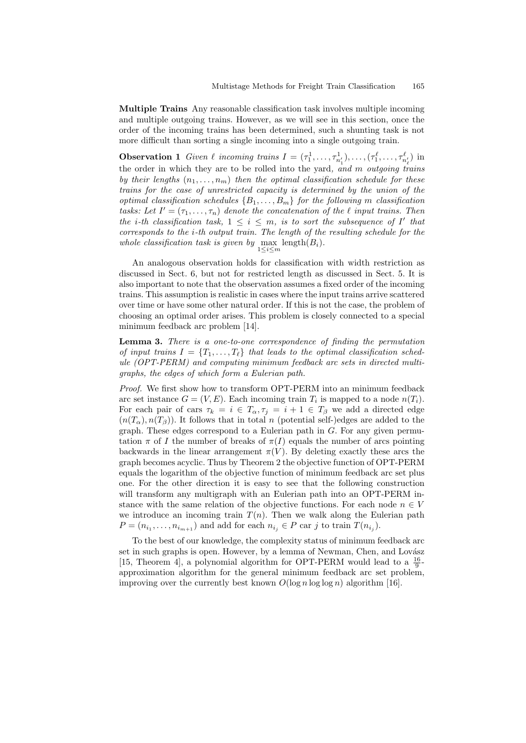**Multiple Trains** Any reasonable classification task involves multiple incoming and multiple outgoing trains. However, as we will see in this section, once the order of the incoming trains has been determined, such a shunting task is not more difficult than sorting a single incoming into a single outgoing train.

**Observation 1** *Given $\ell$ incoming trains $I = (\tau_1^1, \ldots, \tau_{n_1'}^1), \ldots, (\tau_1^\ell, \ldots, \tau_{n_\ell'}^\ell)$ in the order in which they are to be rolled into the yard, and $m$ outgoing trains by their lengths $(n_1, \ldots, n_m)$ then the optimal classification schedule for these trains for the case of unrestricted capacity is determined by the union of the optimal classification schedules $\{B_1, \ldots, B_m\}$ for the following $m$ classification tasks: Let $I' = (\tau_1, \ldots, \tau_n)$ denote the concatenation of the $\ell$ input trains. Then the $i$-th classification task, $1 \leq i \leq m$, is to sort the subsequence of $I'$ that corresponds to the $i$-th output train. The length of the resulting schedule for the whole classification task is given by $\max_{1 \leq i \leq m} \text{length}(B_i)$.*

An analogous observation holds for classification with width restriction as discussed in Sect. 6, but not for restricted length as discussed in Sect. 5. It is also important to note that the observation assumes a fixed order of the incoming trains. This assumption is realistic in cases where the input trains arrive scattered over time or have some other natural order. If this is not the case, the problem of choosing an optimal order arises. This problem is closely connected to a special minimum feedback arc problem [14].

**Lemma 3.** *There is a one-to-one correspondence of finding the permutation of input trains $I = \{T_1, \ldots, T_\ell\}$ that leads to the optimal classification schedule (OPT-PERM) and computing minimum feedback arc sets in directed multigraphs, the edges of which form a Eulerian path.*

*Proof.* We first show how to transform OPT-PERM into an minimum feedback arc set instance $G = (V, E)$. Each incoming train $T_i$ is mapped to a node $n(T_i)$. For each pair of cars $\tau_k = i \in T_\alpha, \tau_j = i + 1 \in T_\beta$ we add a directed edge $(n(T_\alpha), n(T_\beta))$. It follows that in total $n$ (potential self-)edges are added to the graph. These edges correspond to a Eulerian path in $G$. For any given permutation $\pi$ of $I$ the number of breaks of $\pi(I)$ equals the number of arcs pointing backwards in the linear arrangement $\pi(V)$. By deleting exactly these arcs the graph becomes acyclic. Thus by Theorem 2 the objective function of OPT-PERM equals the logarithm of the objective function of minimum feedback arc set plus one. For the other direction it is easy to see that the following construction will transform any multigraph with an Eulerian path into an OPT-PERM instance with the same relation of the objective functions. For each node $n \in V$ we introduce an incoming train $T(n)$. Then we walk along the Eulerian path $P = (n_{i_1}, \ldots, n_{i_{m+1}})$ and add for each $n_{i_j} \in P$ car $j$ to train $T(n_{i_j})$.

To the best of our knowledge, the complexity status of minimum feedback arc set in such graphs is open. However, by a lemma of Newman, Chen, and Lovász [15, Theorem 4], a polynomial algorithm for OPT-PERM would lead to a $\frac{16}{9}$-approximation algorithm for the general minimum feedback arc set problem, improving over the currently best known $O(\log n \log \log n)$ algorithm [16].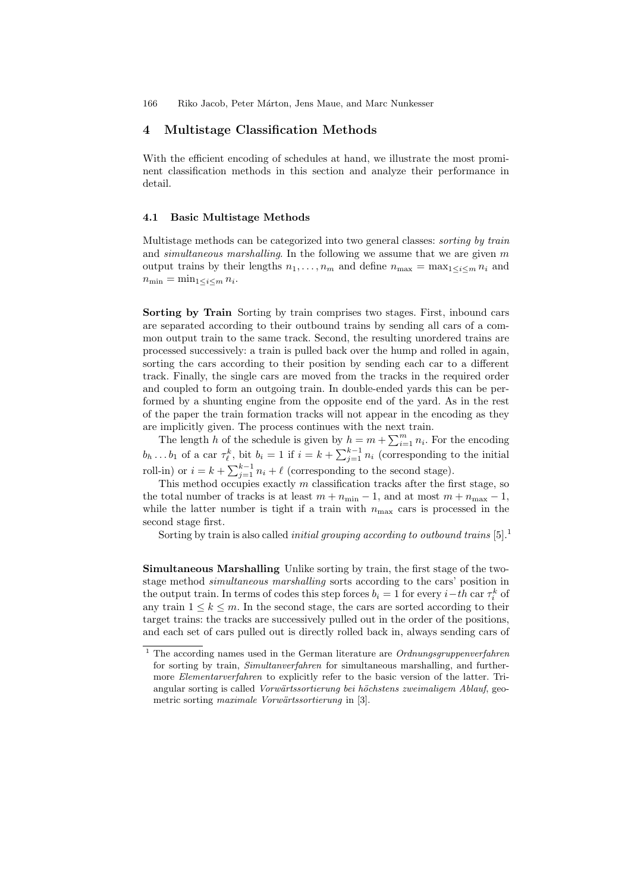## 4 Multistage Classification Methods

With the efficient encoding of schedules at hand, we illustrate the most prominent classification methods in this section and analyze their performance in detail.

### 4.1 Basic Multistage Methods

Multistage methods can be categorized into two general classes: *sorting by train* and *simultaneous marshalling*. In the following we assume that we are given $m$ output trains by their lengths $n_1, \ldots, n_m$ and define $n_{\max} = \max_{1 \leq i \leq m} n_i$ and $n_{\min} = \min_{1 \leq i \leq m} n_i$.

**Sorting by Train** Sorting by train comprises two stages. First, inbound cars are separated according to their outbound trains by sending all cars of a common output train to the same track. Second, the resulting unordered trains are processed successively: a train is pulled back over the hump and rolled in again, sorting the cars according to their position by sending each car to a different track. Finally, the single cars are moved from the tracks in the required order and coupled to form an outgoing train. In double-ended yards this can be performed by a shunting engine from the opposite end of the yard. As in the rest of the paper the train formation tracks will not appear in the encoding as they are implicitly given. The process continues with the next train.

The length $h$ of the schedule is given by $h = m + \sum_{i=1}^{m} n_i$. For the encoding $b_h \ldots b_1$ of a car $\tau_\ell^k$, bit $b_i = 1$ if $i = k + \sum_{j=1}^{k-1} n_i$ (corresponding to the initial roll-in) or $i = k + \sum_{j=1}^{k-1} n_i + \ell$ (corresponding to the second stage).

This method occupies exactly $m$ classification tracks after the first stage, so the total number of tracks is at least $m + n_{\min} - 1$, and at most $m + n_{\max} - 1$, while the latter number is tight if a train with $n_{\max}$ cars is processed in the second stage first.

Sorting by train is also called *initial grouping according to outbound trains* [5].[1]

**Simultaneous Marshalling** Unlike sorting by train, the first stage of the two-stage method *simultaneous marshalling* sorts according to the cars' position in the output train. In terms of codes this step forces $b_i = 1$ for every $i-th$ car $\tau_i^k$ of any train $1 \leq k \leq m$. In the second stage, the cars are sorted according to their target trains: the tracks are successively pulled out in the order of the positions, and each set of cars pulled out is directly rolled back in, always sending cars of

---

[1] The according names used in the German literature are *Ordnungsgruppenverfahren* for sorting by train, *Simultanverfahren* for simultaneous marshalling, and furthermore *Elementarverfahren* to explicitly refer to the basic version of the latter. Triangular sorting is called *Vorwärtssortierung bei höchstens zweimaligem Ablauf*, geometric sorting *maximale Vorwärtssortierung* in [3].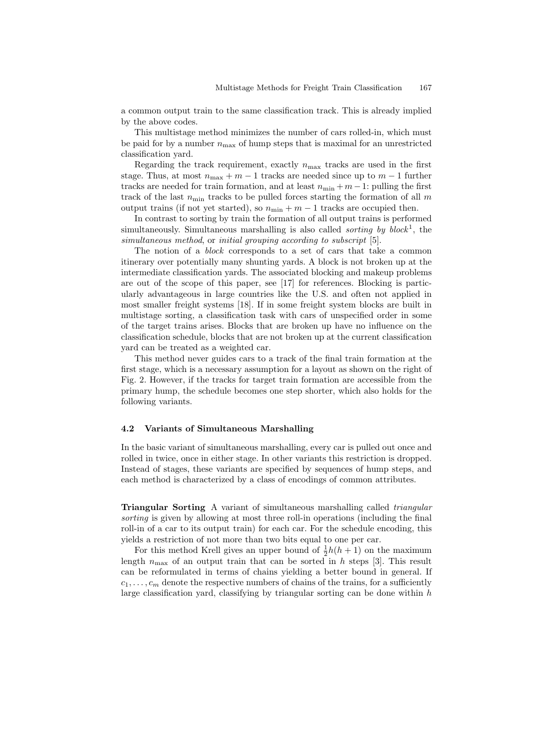a common output train to the same classification track. This is already implied by the above codes.

This multistage method minimizes the number of cars rolled-in, which must be paid for by a number $n_{\max}$ of hump steps that is maximal for an unrestricted classification yard.

Regarding the track requirement, exactly $n_{\max}$ tracks are used in the first stage. Thus, at most $n_{\max} + m - 1$ tracks are needed since up to $m - 1$ further tracks are needed for train formation, and at least $n_{\min} + m - 1$: pulling the first track of the last $n_{\min}$ tracks to be pulled forces starting the formation of all $m$ output trains (if not yet started), so $n_{\min} + m - 1$ tracks are occupied then.

In contrast to sorting by train the formation of all output trains is performed simultaneously. Simultaneous marshalling is also called *sorting by block*[1], the *simultaneous method*, or *initial grouping according to subscript* [5].

The notion of a *block* corresponds to a set of cars that take a common itinerary over potentially many shunting yards. A block is not broken up at the intermediate classification yards. The associated blocking and makeup problems are out of the scope of this paper, see [17] for references. Blocking is particularly advantageous in large countries like the U.S. and often not applied in most smaller freight systems [18]. If in some freight system blocks are built in multistage sorting, a classification task with cars of unspecified order in some of the target trains arises. Blocks that are broken up have no influence on the classification schedule, blocks that are not broken up at the current classification yard can be treated as a weighted car.

This method never guides cars to a track of the final train formation at the first stage, which is a necessary assumption for a layout as shown on the right of Fig. 2. However, if the tracks for target train formation are accessible from the primary hump, the schedule becomes one step shorter, which also holds for the following variants.

### 4.2 Variants of Simultaneous Marshalling

In the basic variant of simultaneous marshalling, every car is pulled out once and rolled in twice, once in either stage. In other variants this restriction is dropped. Instead of stages, these variants are specified by sequences of hump steps, and each method is characterized by a class of encodings of common attributes.

**Triangular Sorting** A variant of simultaneous marshalling called *triangular sorting* is given by allowing at most three roll-in operations (including the final roll-in of a car to its output train) for each car. For the schedule encoding, this yields a restriction of not more than two bits equal to one per car.

For this method Krell gives an upper bound of $\frac{1}{2}h(h+1)$ on the maximum length $n_{\max}$ of an output train that can be sorted in $h$ steps [3]. This result can be reformulated in terms of chains yielding a better bound in general. If $c_1, \ldots, c_m$ denote the respective numbers of chains of the trains, for a sufficiently large classification yard, classifying by triangular sorting can be done within $h$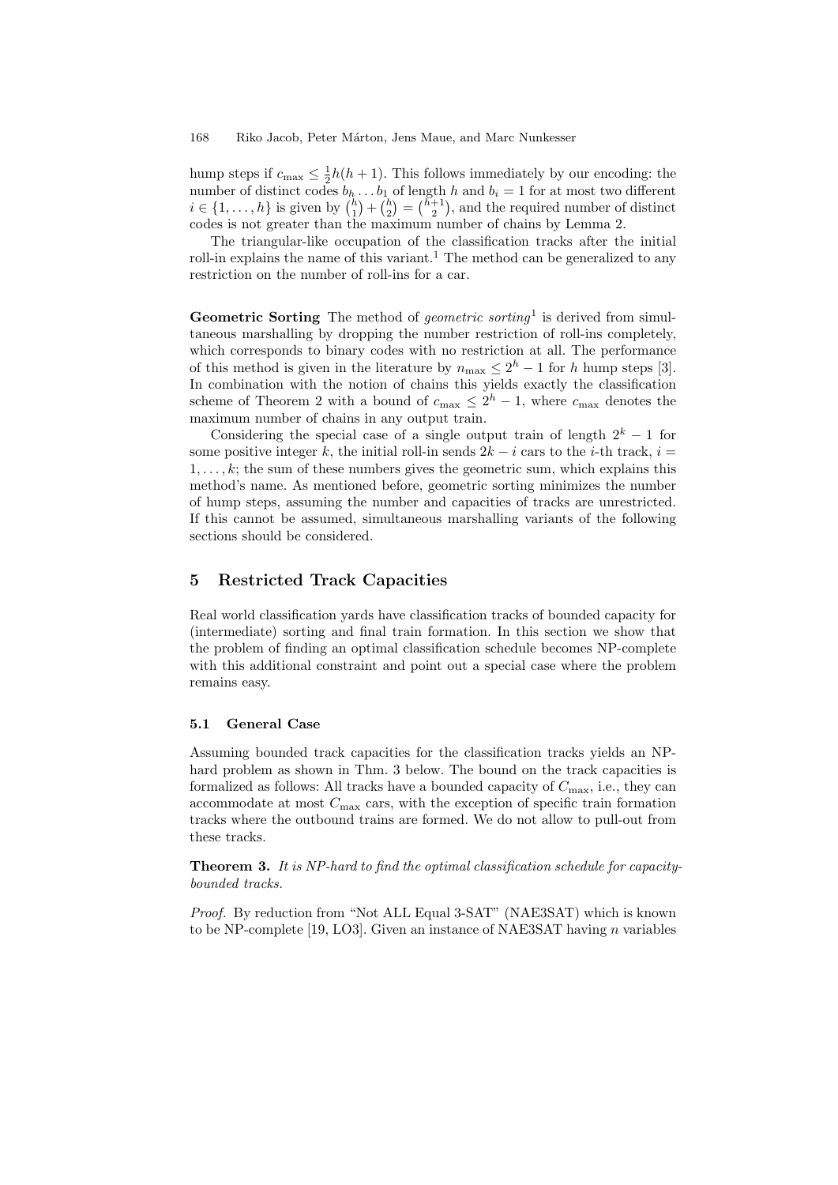hump steps if $c_{\max} \leq \frac{1}{2}h(h+1)$. This follows immediately by our encoding: the number of distinct codes $b_h \ldots b_1$ of length $h$ and $b_i = 1$ for at most two different $i \in \{1, \ldots, h\}$ is given by $\binom{h}{1} + \binom{h}{2} = \binom{h+1}{2}$, and the required number of distinct codes is not greater than the maximum number of chains by Lemma 2.

The triangular-like occupation of the classification tracks after the initial roll-in explains the name of this variant.[1] The method can be generalized to any restriction on the number of roll-ins for a car.

**Geometric Sorting** The method of *geometric sorting*[1] is derived from simultaneous marshalling by dropping the number restriction of roll-ins completely, which corresponds to binary codes with no restriction at all. The performance of this method is given in the literature by $n_{\max} \leq 2^h - 1$ for $h$ hump steps [3]. In combination with the notion of chains this yields exactly the classification scheme of Theorem 2 with a bound of $c_{\max} \leq 2^h - 1$, where $c_{\max}$ denotes the maximum number of chains in any output train.

Considering the special case of a single output train of length $2^k - 1$ for some positive integer $k$, the initial roll-in sends $2k - i$ cars to the $i$-th track, $i = 1, \ldots, k$; the sum of these numbers gives the geometric sum, which explains this method's name. As mentioned before, geometric sorting minimizes the number of hump steps, assuming the number and capacities of tracks are unrestricted. If this cannot be assumed, simultaneous marshalling variants of the following sections should be considered.

## 5 Restricted Track Capacities

Real world classification yards have classification tracks of bounded capacity for (intermediate) sorting and final train formation. In this section we show that the problem of finding an optimal classification schedule becomes NP-complete with this additional constraint and point out a special case where the problem remains easy.

### 5.1 General Case

Assuming bounded track capacities for the classification tracks yields an NP-hard problem as shown in Thm. 3 below. The bound on the track capacities is formalized as follows: All tracks have a bounded capacity of $C_{\max}$, i.e., they can accommodate at most $C_{\max}$ cars, with the exception of specific train formation tracks where the outbound trains are formed. We do not allow to pull-out from these tracks.

**Theorem 3.** *It is NP-hard to find the optimal classification schedule for capacity-bounded tracks.*

*Proof.* By reduction from "Not ALL Equal 3-SAT" (NAE3SAT) which is known to be NP-complete [19, LO3]. Given an instance of NAE3SAT having $n$ variables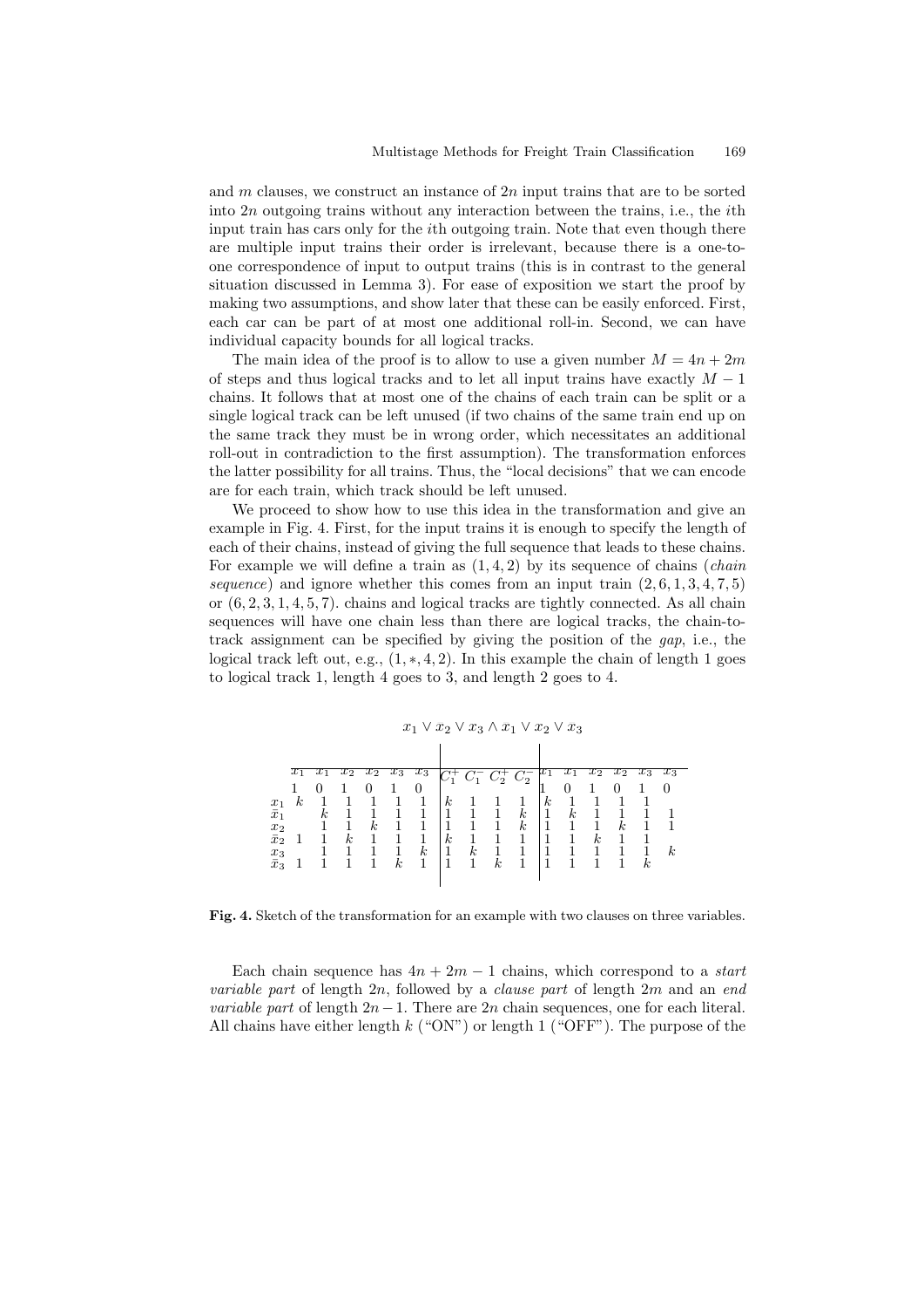and $m$ clauses, we construct an instance of $2n$ input trains that are to be sorted into $2n$ outgoing trains without any interaction between the trains, i.e., the $i$th input train has cars only for the $i$th outgoing train. Note that even though there are multiple input trains their order is irrelevant, because there is a one-to-one correspondence of input to output trains (this is in contrast to the general situation discussed in Lemma 3). For ease of exposition we start the proof by making two assumptions, and show later that these can be easily enforced. First, each car can be part of at most one additional roll-in. Second, we can have individual capacity bounds for all logical tracks.

The main idea of the proof is to allow to use a given number $M = 4n + 2m$ of steps and thus logical tracks and to let all input trains have exactly $M - 1$ chains. It follows that at most one of the chains of each train can be split or a single logical track can be left unused (if two chains of the same train end up on the same track they must be in wrong order, which necessitates an additional roll-out in contradiction to the first assumption). The transformation enforces the latter possibility for all trains. Thus, the "local decisions" that we can encode are for each train, which track should be left unused.

We proceed to show how to use this idea in the transformation and give an example in Fig. 4. First, for the input trains it is enough to specify the length of each of their chains, instead of giving the full sequence that leads to these chains. For example we will define a train as $(1, 4, 2)$ by its sequence of chains (*chain sequence*) and ignore whether this comes from an input train $(2, 6, 1, 3, 4, 7, 5)$ or $(6, 2, 3, 1, 4, 5, 7)$. chains and logical tracks are tightly connected. As all chain sequences will have one chain less than there are logical tracks, the chain-to-track assignment can be specified by giving the position of the *gap*, i.e., the logical track left out, e.g., $(1, *, 4, 2)$. In this example the chain of length 1 goes to logical track 1, length 4 goes to 3, and length 2 goes to 4.

$x_1 \vee x_2 \vee x_3 \wedge x_1 \vee x_2 \vee x_3$

| | $x_1$ | $x_1$ | $x_2$ | $x_2$ | $x_3$ | $x_3$ | $C_1^+$ | $C_1^-$ | $C_2^+$ | $C_2^-$ | $x_1$ | $x_1$ | $x_2$ | $x_2$ | $x_3$ | $x_3$ |
|---|---|---|---|---|---|---|---|---|---|---|---|---|---|---|---|---|
| | 1 | 0 | 1 | 0 | 1 | 0 | | | | | 1 | 0 | 1 | 0 | 1 | 0 |
| $x_1$ | $k$ | 1 | 1 | 1 | 1 | 1 | $k$ | 1 | 1 | 1 | $k$ | 1 | 1 | 1 | 1 | |
| $\bar{x}_1$ | | $k$ | 1 | 1 | 1 | 1 | 1 | 1 | 1 | $k$ | 1 | $k$ | 1 | 1 | 1 | 1 |
| $x_2$ | | 1 | 1 | $k$ | 1 | 1 | 1 | 1 | 1 | $k$ | 1 | 1 | 1 | $k$ | 1 | 1 |
| $\bar{x}_2$ | 1 | 1 | $k$ | 1 | 1 | 1 | $k$ | 1 | 1 | 1 | 1 | 1 | $k$ | 1 | 1 | |
| $x_3$ | | 1 | 1 | 1 | 1 | $k$ | 1 | $k$ | 1 | 1 | 1 | 1 | 1 | 1 | 1 | $k$ |
| $\bar{x}_3$ | 1 | 1 | 1 | 1 | $k$ | 1 | 1 | 1 | $k$ | 1 | 1 | 1 | 1 | 1 | $k$ | |

**Fig. 4.** Sketch of the transformation for an example with two clauses on three variables.

Each chain sequence has $4n + 2m - 1$ chains, which correspond to a *start variable part* of length $2n$, followed by a *clause part* of length $2m$ and an *end variable part* of length $2n - 1$. There are $2n$ chain sequences, one for each literal. All chains have either length $k$ ("ON") or length 1 ("OFF"). The purpose of the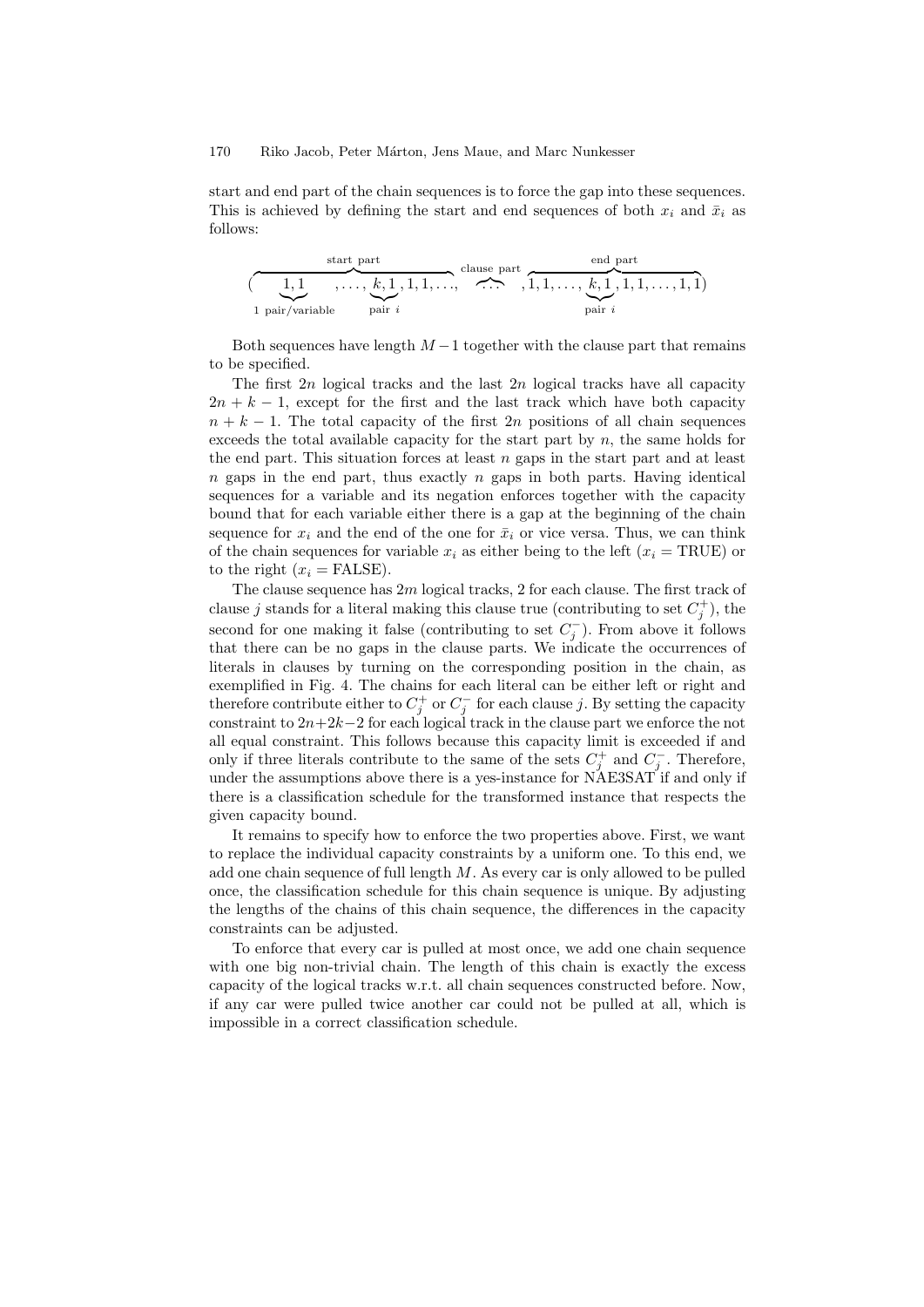start and end part of the chain sequences is to force the gap into these sequences. This is achieved by defining the start and end sequences of both $x_i$ and $\bar{x}_i$ as follows:

$$(\overbrace{\underbrace{1,1}_{\text{1 pair/variable}},\ldots,\underbrace{k,1}_{\text{pair } i},1,1,\ldots,}^{\text{start part}}\overbrace{\cdots}^{\text{clause part}},\overbrace{1,1,\ldots,\underbrace{k,1}_{\text{pair } i},1,1,\ldots,1,1}^{\text{end part}})$$

Both sequences have length $M-1$ together with the clause part that remains to be specified.

The first $2n$ logical tracks and the last $2n$ logical tracks have all capacity $2n+k-1$, except for the first and the last track which have both capacity $n+k-1$. The total capacity of the first $2n$ positions of all chain sequences exceeds the total available capacity for the start part by $n$, the same holds for the end part. This situation forces at least $n$ gaps in the start part and at least $n$ gaps in the end part, thus exactly $n$ gaps in both parts. Having identical sequences for a variable and its negation enforces together with the capacity bound that for each variable either there is a gap at the beginning of the chain sequence for $x_i$ and the end of the one for $\bar{x}_i$ or vice versa. Thus, we can think of the chain sequences for variable $x_i$ as either being to the left ($x_i$ = TRUE) or to the right ($x_i$ = FALSE).

The clause sequence has $2m$ logical tracks, 2 for each clause. The first track of clause $j$ stands for a literal making this clause true (contributing to set $C_j^+$), the second for one making it false (contributing to set $C_j^-$). From above it follows that there can be no gaps in the clause parts. We indicate the occurrences of literals in clauses by turning on the corresponding position in the chain, as exemplified in Fig. 4. The chains for each literal can be either left or right and therefore contribute either to $C_j^+$ or $C_j^-$ for each clause $j$. By setting the capacity constraint to $2n+2k-2$ for each logical track in the clause part we enforce the not all equal constraint. This follows because this capacity limit is exceeded if and only if three literals contribute to the same of the sets $C_j^+$ and $C_j^-$. Therefore, under the assumptions above there is a yes-instance for NAE3SAT if and only if there is a classification schedule for the transformed instance that respects the given capacity bound.

It remains to specify how to enforce the two properties above. First, we want to replace the individual capacity constraints by a uniform one. To this end, we add one chain sequence of full length $M$. As every car is only allowed to be pulled once, the classification schedule for this chain sequence is unique. By adjusting the lengths of the chains of this chain sequence, the differences in the capacity constraints can be adjusted.

To enforce that every car is pulled at most once, we add one chain sequence with one big non-trivial chain. The length of this chain is exactly the excess capacity of the logical tracks w.r.t. all chain sequences constructed before. Now, if any car were pulled twice another car could not be pulled at all, which is impossible in a correct classification schedule.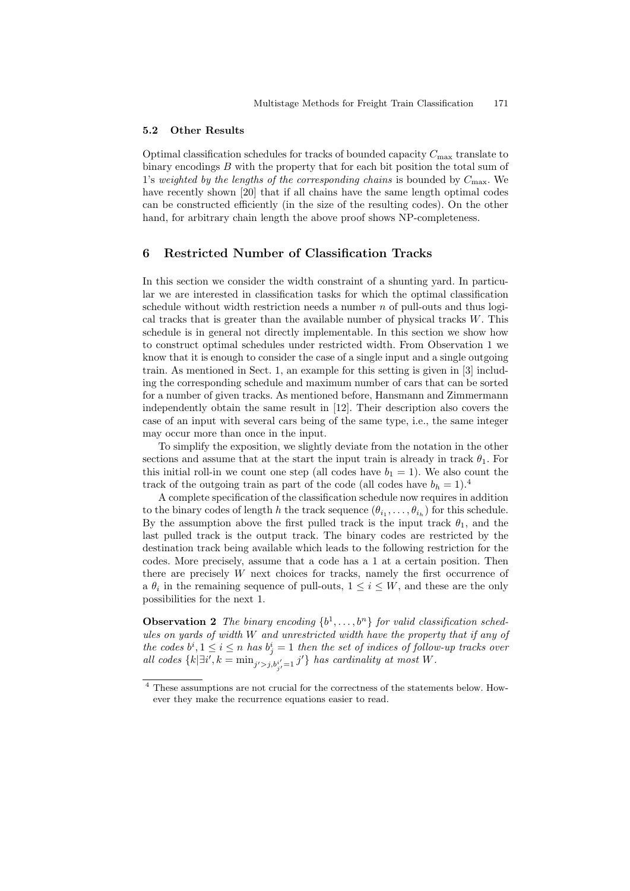### 5.2 Other Results

Optimal classification schedules for tracks of bounded capacity $C_{\max}$ translate to binary encodings $B$ with the property that for each bit position the total sum of 1's *weighted by the lengths of the corresponding chains* is bounded by $C_{\max}$. We have recently shown [20] that if all chains have the same length optimal codes can be constructed efficiently (in the size of the resulting codes). On the other hand, for arbitrary chain length the above proof shows NP-completeness.

## 6 Restricted Number of Classification Tracks

In this section we consider the width constraint of a shunting yard. In particular we are interested in classification tasks for which the optimal classification schedule without width restriction needs a number $n$ of pull-outs and thus logical tracks that is greater than the available number of physical tracks $W$. This schedule is in general not directly implementable. In this section we show how to construct optimal schedules under restricted width. From Observation 1 we know that it is enough to consider the case of a single input and a single outgoing train. As mentioned in Sect. 1, an example for this setting is given in [3] including the corresponding schedule and maximum number of cars that can be sorted for a number of given tracks. As mentioned before, Hansmann and Zimmermann independently obtain the same result in [12]. Their description also covers the case of an input with several cars being of the same type, i.e., the same integer may occur more than once in the input.

To simplify the exposition, we slightly deviate from the notation in the other sections and assume that at the start the input train is already in track $\theta_1$. For this initial roll-in we count one step (all codes have $b_1 = 1$). We also count the track of the outgoing train as part of the code (all codes have $b_h = 1$).[4]

A complete specification of the classification schedule now requires in addition to the binary codes of length $h$ the track sequence $(\theta_{i_1}, \ldots, \theta_{i_h})$ for this schedule. By the assumption above the first pulled track is the input track $\theta_1$, and the last pulled track is the output track. The binary codes are restricted by the destination track being available which leads to the following restriction for the codes. More precisely, assume that a code has a 1 at a certain position. Then there are precisely $W$ next choices for tracks, namely the first occurrence of a $\theta_i$ in the remaining sequence of pull-outs, $1 \leq i \leq W$, and these are the only possibilities for the next 1.

**Observation 2** *The binary encoding $\{b^1, \ldots, b^n\}$ for valid classification schedules on yards of width $W$ and unrestricted width have the property that if any of the codes $b^i, 1 \leq i \leq n$ has $b^i_j = 1$ then the set of indices of follow-up tracks over all codes $\{k | \exists i', k = \min_{j' > j, b^{i'}_{j'} = 1} j'\}$ has cardinality at most $W$.*

[4] These assumptions are not crucial for the correctness of the statements below. However they make the recurrence equations easier to read.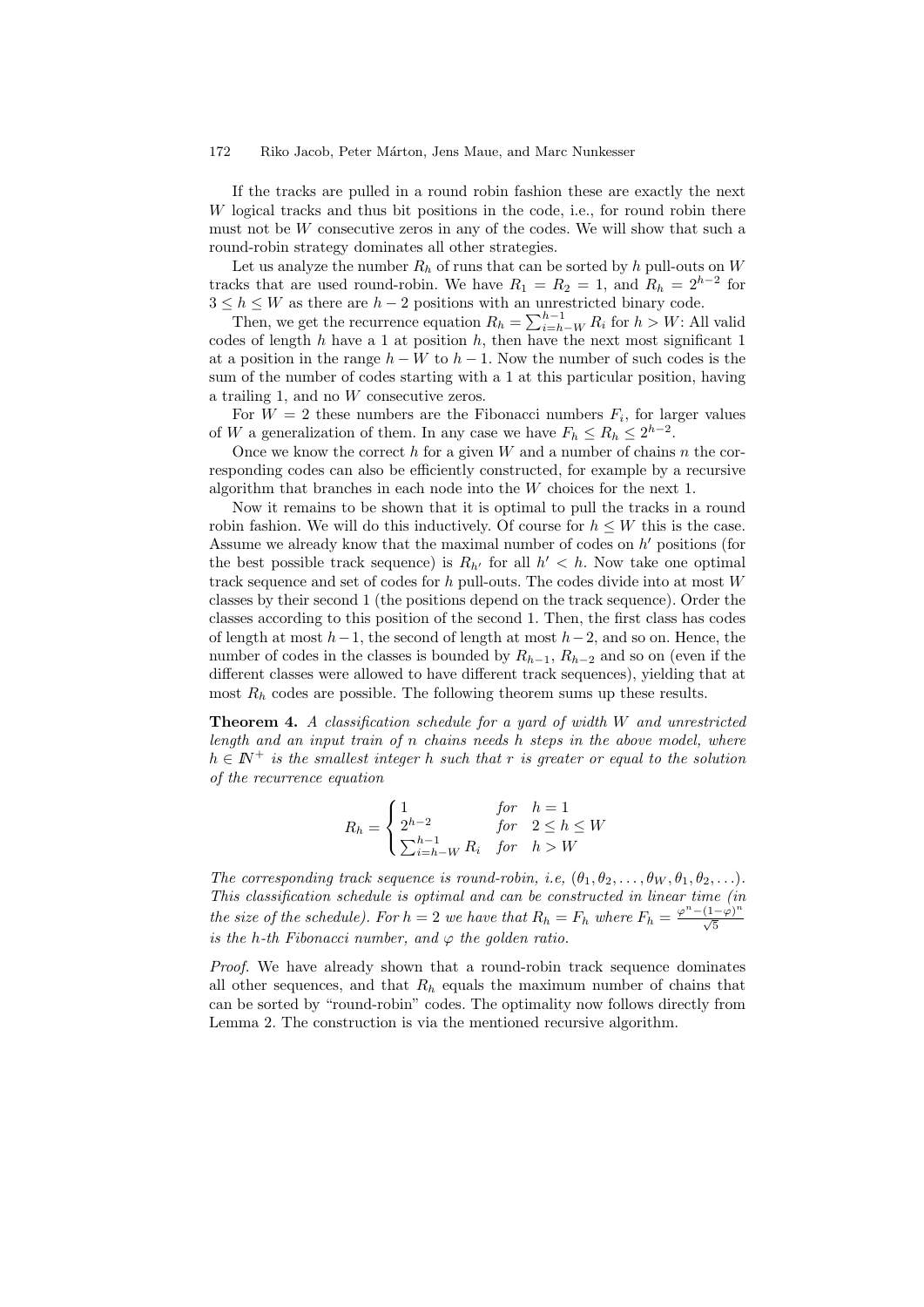If the tracks are pulled in a round robin fashion these are exactly the next $W$ logical tracks and thus bit positions in the code, i.e., for round robin there must not be $W$ consecutive zeros in any of the codes. We will show that such a round-robin strategy dominates all other strategies.

Let us analyze the number $R_h$ of runs that can be sorted by $h$ pull-outs on $W$ tracks that are used round-robin. We have $R_1 = R_2 = 1$, and $R_h = 2^{h-2}$ for $3 \le h \le W$ as there are $h-2$ positions with an unrestricted binary code.

Then, we get the recurrence equation $R_h = \sum_{i=h-W}^{h-1} R_i$ for $h > W$: All valid codes of length $h$ have a 1 at position $h$, then have the next most significant 1 at a position in the range $h-W$ to $h-1$. Now the number of such codes is the sum of the number of codes starting with a 1 at this particular position, having a trailing 1, and no $W$ consecutive zeros.

For $W = 2$ these numbers are the Fibonacci numbers $F_i$, for larger values of $W$ a generalization of them. In any case we have $F_h \le R_h \le 2^{h-2}$.

Once we know the correct $h$ for a given $W$ and a number of chains $n$ the corresponding codes can also be efficiently constructed, for example by a recursive algorithm that branches in each node into the $W$ choices for the next 1.

Now it remains to be shown that it is optimal to pull the tracks in a round robin fashion. We will do this inductively. Of course for $h \le W$ this is the case. Assume we already know that the maximal number of codes on $h'$ positions (for the best possible track sequence) is $R_{h'}$ for all $h' < h$. Now take one optimal track sequence and set of codes for $h$ pull-outs. The codes divide into at most $W$ classes by their second 1 (the positions depend on the track sequence). Order the classes according to this position of the second 1. Then, the first class has codes of length at most $h-1$, the second of length at most $h-2$, and so on. Hence, the number of codes in the classes is bounded by $R_{h-1}$, $R_{h-2}$ and so on (even if the different classes were allowed to have different track sequences), yielding that at most $R_h$ codes are possible. The following theorem sums up these results.

**Theorem 4.** *A classification schedule for a yard of width $W$ and unrestricted length and an input train of $n$ chains needs $h$ steps in the above model, where $h \in \mathbb{N}^+$ is the smallest integer $h$ such that $r$ is greater or equal to the solution of the recurrence equation*

$$R_h = \begin{cases} 1 & \text{for} \quad h = 1 \\ 2^{h-2} & \text{for} \quad 2 \le h \le W \\ \sum_{i=h-W}^{h-1} R_i & \text{for} \quad h > W \end{cases}$$

*The corresponding track sequence is round-robin, i.e, $(\theta_1, \theta_2, \ldots, \theta_W, \theta_1, \theta_2, \ldots)$. This classification schedule is optimal and can be constructed in linear time (in the size of the schedule). For $h = 2$ we have that $R_h = F_h$ where $F_h = \frac{\varphi^n - (1-\varphi)^n}{\sqrt{5}}$ is the $h$-th Fibonacci number, and $\varphi$ the golden ratio.*

*Proof.* We have already shown that a round-robin track sequence dominates all other sequences, and that $R_h$ equals the maximum number of chains that can be sorted by "round-robin" codes. The optimality now follows directly from Lemma 2. The construction is via the mentioned recursive algorithm.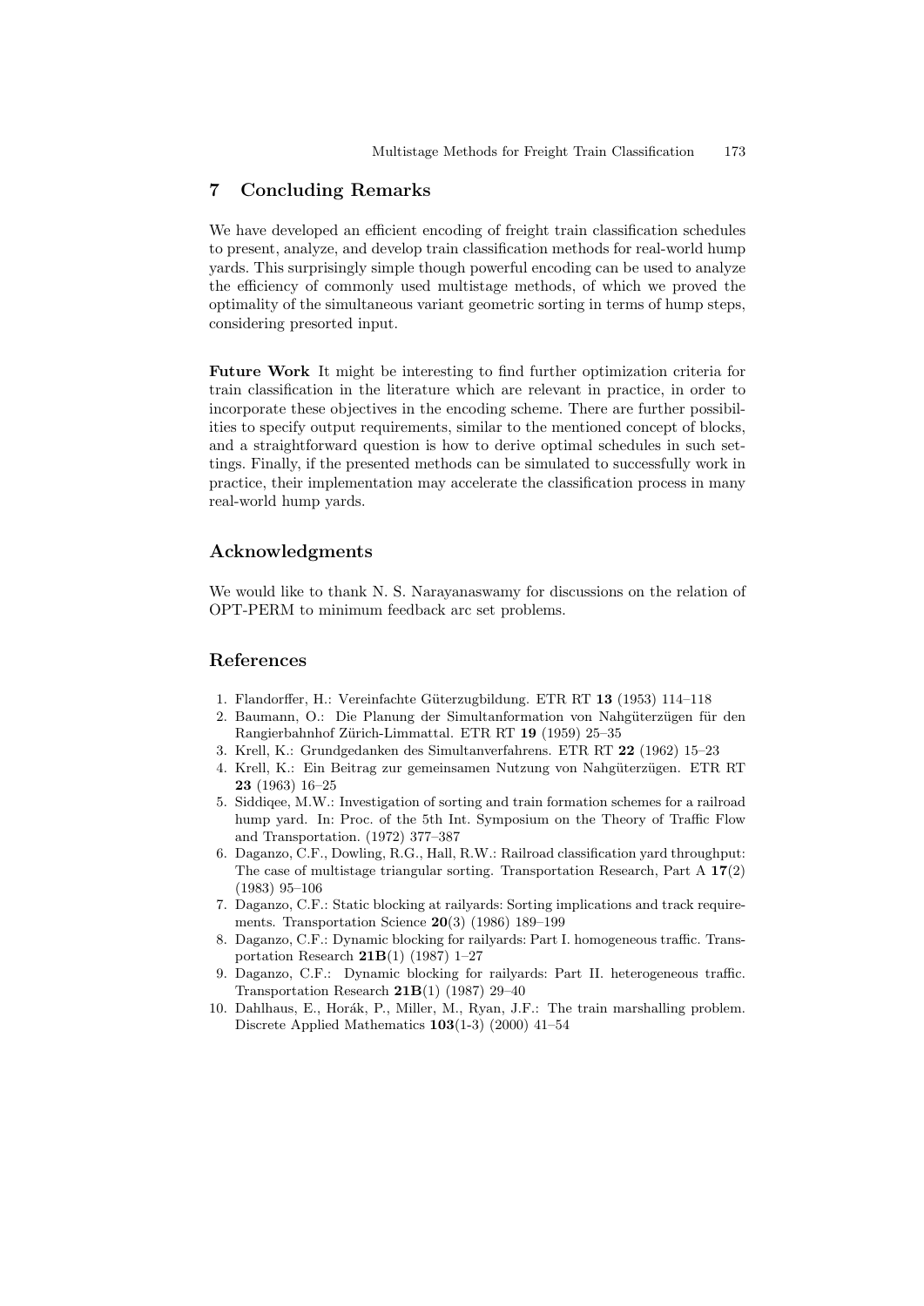## 7 Concluding Remarks

We have developed an efficient encoding of freight train classification schedules to present, analyze, and develop train classification methods for real-world hump yards. This surprisingly simple though powerful encoding can be used to analyze the efficiency of commonly used multistage methods, of which we proved the optimality of the simultaneous variant geometric sorting in terms of hump steps, considering presorted input.

**Future Work** It might be interesting to find further optimization criteria for train classification in the literature which are relevant in practice, in order to incorporate these objectives in the encoding scheme. There are further possibilities to specify output requirements, similar to the mentioned concept of blocks, and a straightforward question is how to derive optimal schedules in such settings. Finally, if the presented methods can be simulated to successfully work in practice, their implementation may accelerate the classification process in many real-world hump yards.

## Acknowledgments

We would like to thank N. S. Narayanaswamy for discussions on the relation of OPT-PERM to minimum feedback arc set problems.

## References

1. Flandorffer, H.: Vereinfachte Güterzugbildung. ETR RT **13** (1953) 114–118
2. Baumann, O.: Die Planung der Simultanformation von Nahgüterzügen für den Rangierbahnhof Zürich-Limmattal. ETR RT **19** (1959) 25–35
3. Krell, K.: Grundgedanken des Simultanverfahrens. ETR RT **22** (1962) 15–23
4. Krell, K.: Ein Beitrag zur gemeinsamen Nutzung von Nahgüterzügen. ETR RT **23** (1963) 16–25
5. Siddiqee, M.W.: Investigation of sorting and train formation schemes for a railroad hump yard. In: Proc. of the 5th Int. Symposium on the Theory of Traffic Flow and Transportation. (1972) 377–387
6. Daganzo, C.F., Dowling, R.G., Hall, R.W.: Railroad classification yard throughput: The case of multistage triangular sorting. Transportation Research, Part A **17**(2) (1983) 95–106
7. Daganzo, C.F.: Static blocking at railyards: Sorting implications and track requirements. Transportation Science **20**(3) (1986) 189–199
8. Daganzo, C.F.: Dynamic blocking for railyards: Part I. homogeneous traffic. Transportation Research **21B**(1) (1987) 1–27
9. Daganzo, C.F.: Dynamic blocking for railyards: Part II. heterogeneous traffic. Transportation Research **21B**(1) (1987) 29–40
10. Dahlhaus, E., Horák, P., Miller, M., Ryan, J.F.: The train marshalling problem. Discrete Applied Mathematics **103**(1-3) (2000) 41–54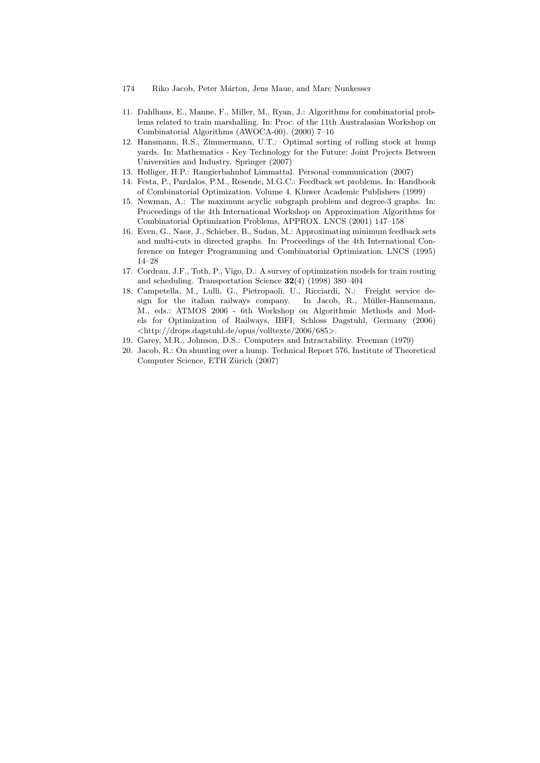11. Dahlhaus, E., Manne, F., Miller, M., Ryan, J.: Algorithms for combinatorial problems related to train marshalling. In: Proc. of the 11th Australasian Workshop on Combinatorial Algorithms (AWOCA-00). (2000) 7–16
12. Hansmann, R.S., Zimmermann, U.T.: Optimal sorting of rolling stock at hump yards. In: Mathematics - Key Technology for the Future: Joint Projects Between Universities and Industry. Springer (2007)
13. Holliger, H.P.: Rangierbahnhof Limmattal. Personal communication (2007)
14. Festa, P., Pardalos, P.M., Resende, M.G.C.: Feedback set problems. In: Handbook of Combinatorial Optimization. Volume 4. Kluwer Academic Publishers (1999)
15. Newman, A.: The maximum acyclic subgraph problem and degree-3 graphs. In: Proceedings of the 4th International Workshop on Approximation Algorithms for Combinatorial Optimization Problems, APPROX. LNCS (2001) 147–158
16. Even, G., Naor, J., Schieber, B., Sudan, M.: Approximating minimum feedback sets and multi-cuts in directed graphs. In: Proceedings of the 4th International Conference on Integer Programming and Combinatorial Optimization. LNCS (1995) 14–28
17. Cordeau, J.F., Toth, P., Vigo, D.: A survey of optimization models for train routing and scheduling. Transportation Science **32**(4) (1998) 380–404
18. Campetella, M., Lulli, G., Pietropaoli, U., Ricciardi, N.: Freight service design for the italian railways company. In Jacob, R., Müller-Hannemann, M., eds.: ATMOS 2006 - 6th Workshop on Algorithmic Methods and Models for Optimization of Railways, IBFI, Schloss Dagstuhl, Germany (2006) <http://drops.dagstuhl.de/opus/volltexte/2006/685>.
19. Garey, M.R., Johnson, D.S.: Computers and Intractability. Freeman (1979)
20. Jacob, R.: On shunting over a hump. Technical Report 576, Institute of Theoretical Computer Science, ETH Zürich (2007)